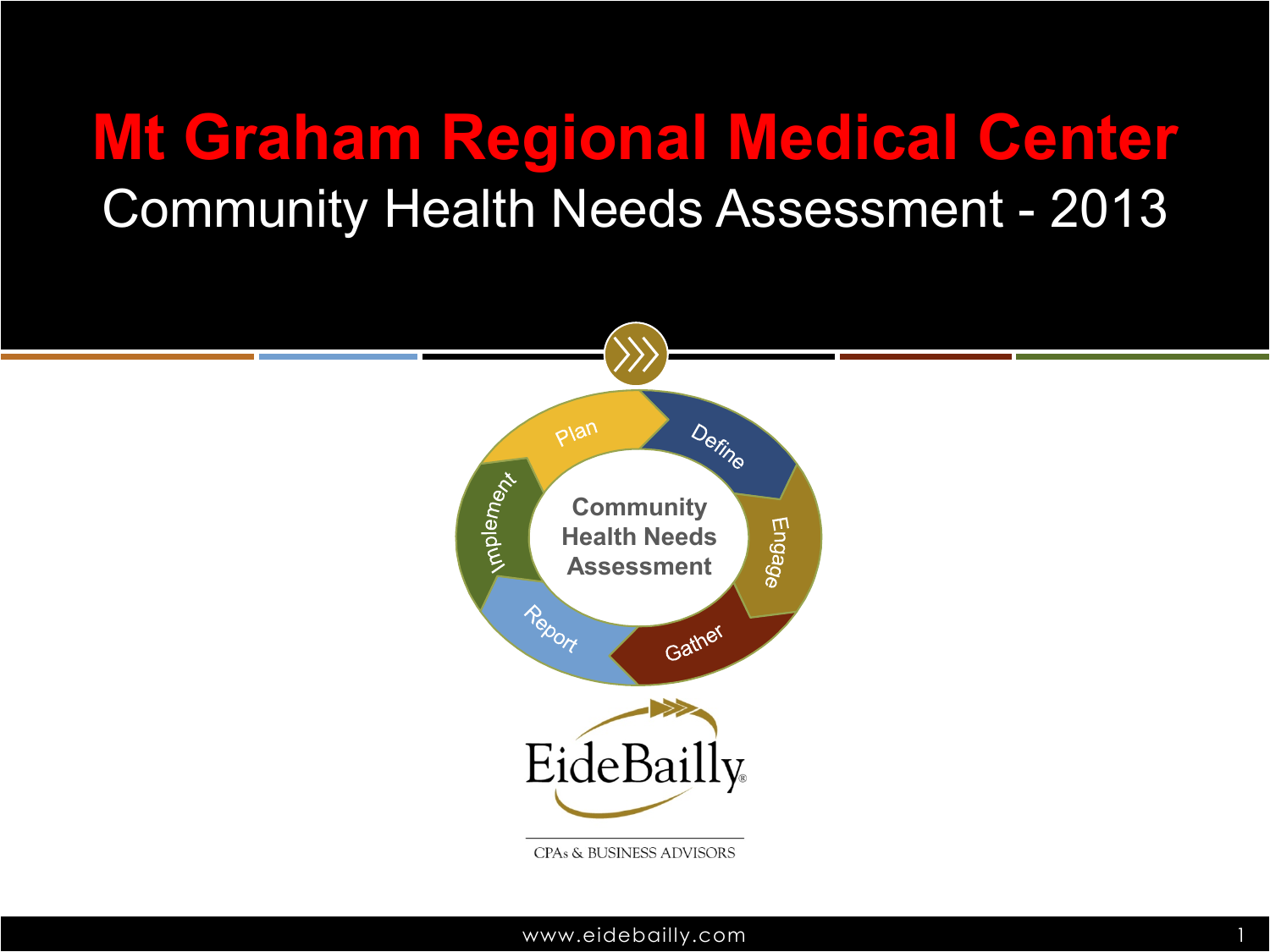# Mt Graham Regional Medical Center

## Community Health Needs Assessment - 2013

Plan

Define

Engage

Gather

Report

Implement

Community Health Needs Assessment

EideBailly

CPAs & BUSINESS ADVISORS

www.eidebailly.com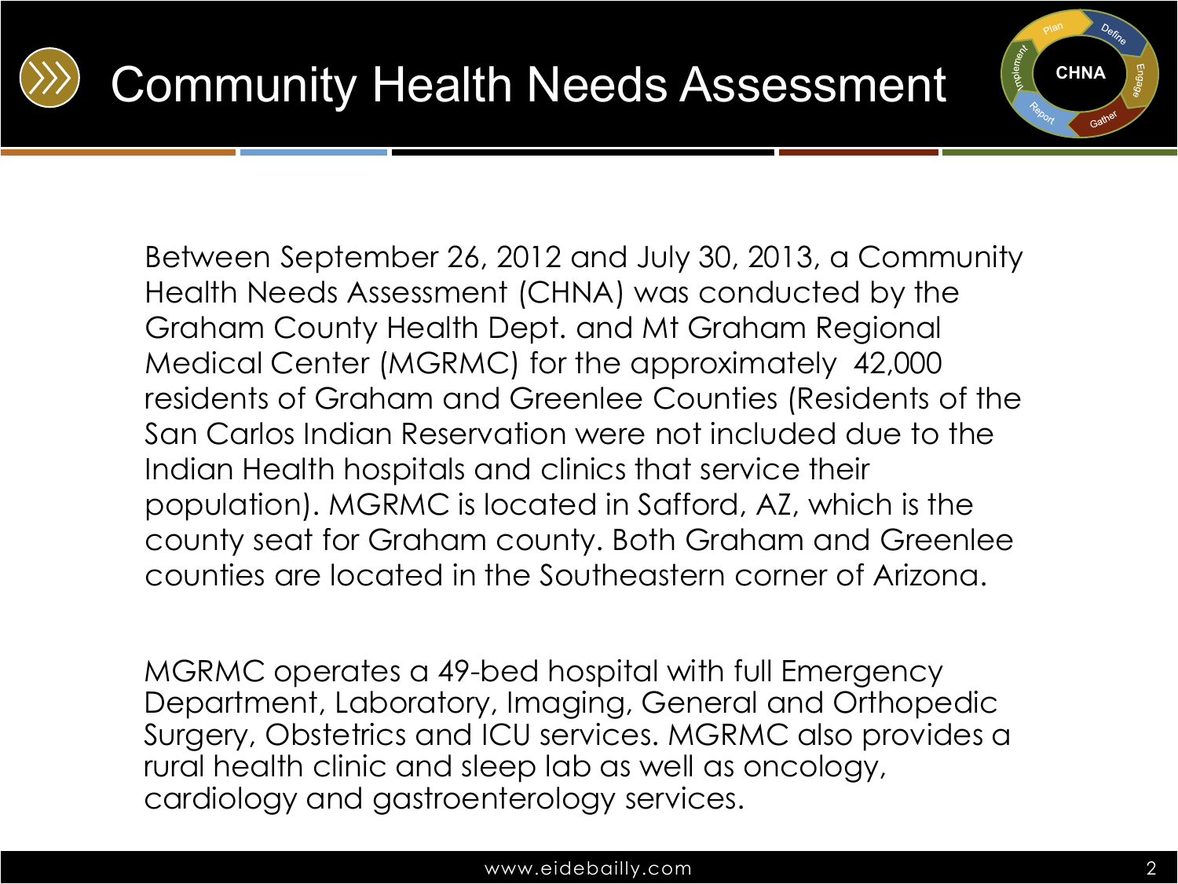# Community Health Needs Assessment

Between September 26, 2012 and July 30, 2013, a Community Health Needs Assessment (CHNA) was conducted by the Graham County Health Dept. and Mt Graham Regional Medical Center (MGRMC) for the approximately 42,000 residents of Graham and Greenlee Counties (Residents of the San Carlos Indian Reservation were not included due to the Indian Health hospitals and clinics that service their population). MGRMC is located in Safford, AZ, which is the county seat for Graham county. Both Graham and Greenlee counties are located in the Southeastern corner of Arizona.

MGRMC operates a 49-bed hospital with full Emergency Department, Laboratory, Imaging, General and Orthopedic Surgery, Obstetrics and ICU services. MGRMC also provides a rural health clinic and sleep lab as well as oncology, cardiology and gastroenterology services.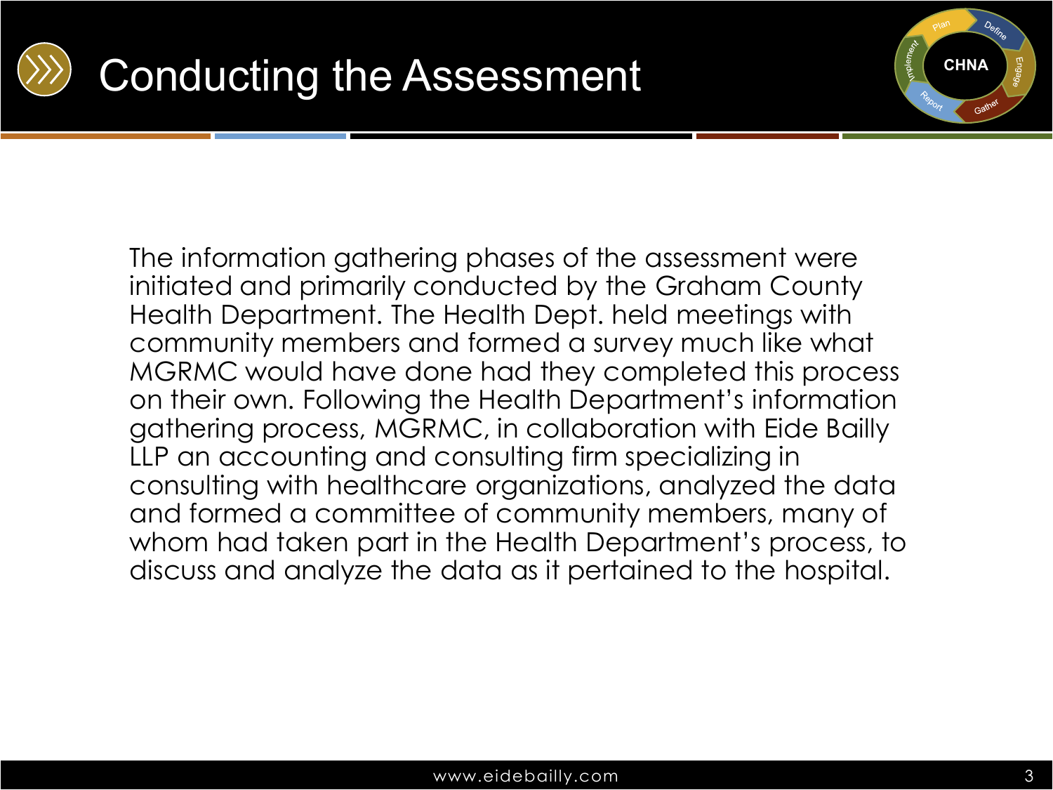# Conducting the Assessment

The information gathering phases of the assessment were initiated and primarily conducted by the Graham County Health Department. The Health Dept. held meetings with community members and formed a survey much like what MGRMC would have done had they completed this process on their own. Following the Health Department's information gathering process, MGRMC, in collaboration with Eide Bailly LLP an accounting and consulting firm specializing in consulting with healthcare organizations, analyzed the data and formed a committee of community members, many of whom had taken part in the Health Department's process, to discuss and analyze the data as it pertained to the hospital.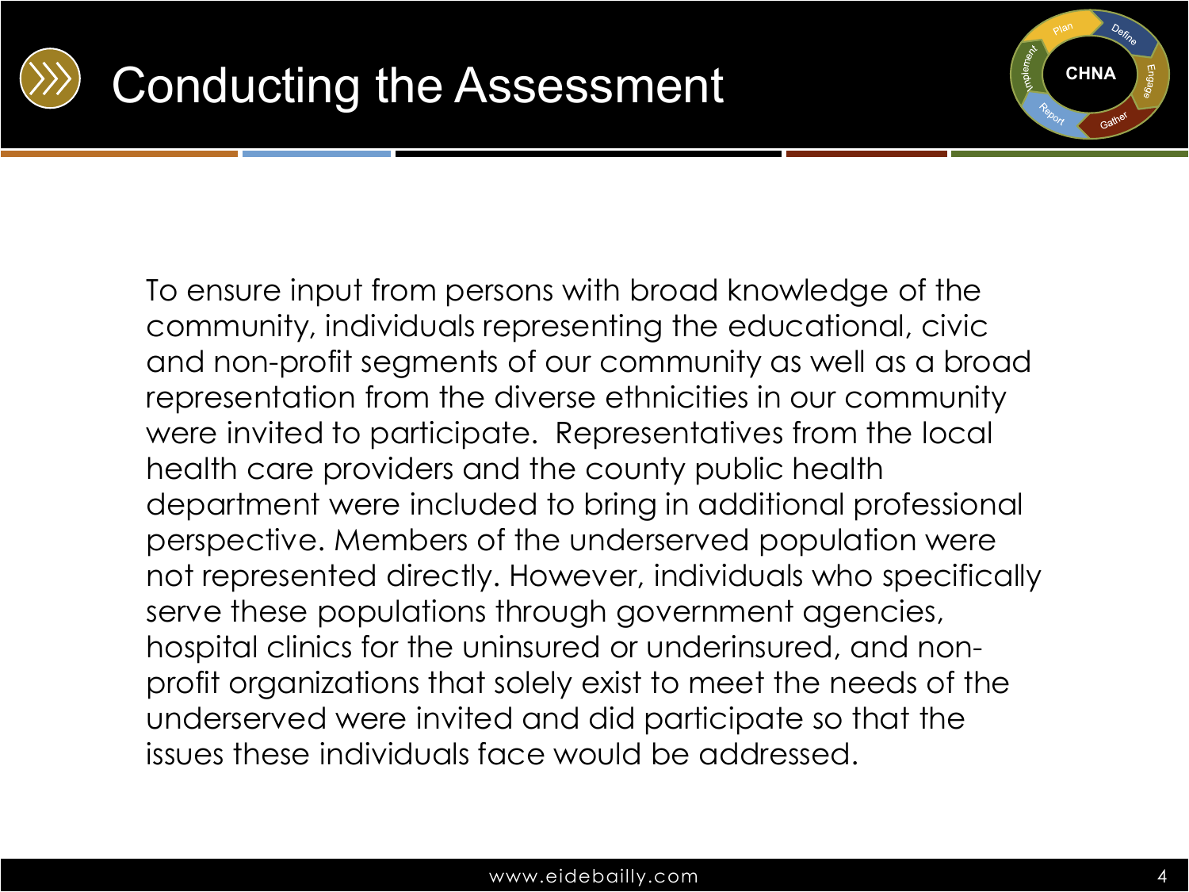# Conducting the Assessment

To ensure input from persons with broad knowledge of the community, individuals representing the educational, civic and non-profit segments of our community as well as a broad representation from the diverse ethnicities in our community were invited to participate. Representatives from the local health care providers and the county public health department were included to bring in additional professional perspective. Members of the underserved population were not represented directly. However, individuals who specifically serve these populations through government agencies, hospital clinics for the uninsured or underinsured, and non-profit organizations that solely exist to meet the needs of the underserved were invited and did participate so that the issues these individuals face would be addressed.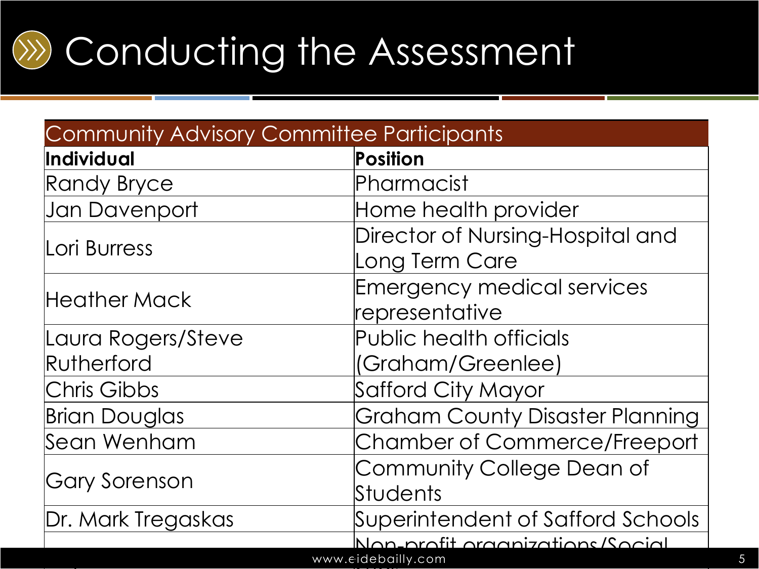# Conducting the Assessment

| Community Advisory Committee Participants | |
|---|---|
| **Individual** | **Position** |
| Randy Bryce | Pharmacist |
| Jan Davenport | Home health provider |
| Lori Burress | Director of Nursing-Hospital and Long Term Care |
| Heather Mack | Emergency medical services representative |
| Laura Rogers/Steve Rutherford | Public health officials (Graham/Greenlee) |
| Chris Gibbs | Safford City Mayor |
| Brian Douglas | Graham County Disaster Planning |
| Sean Wenham | Chamber of Commerce/Freeport |
| Gary Sorenson | Community College Dean of Students |
| Dr. Mark Tregaskas | Superintendent of Safford Schools |
| | Non-profit organizations/Social |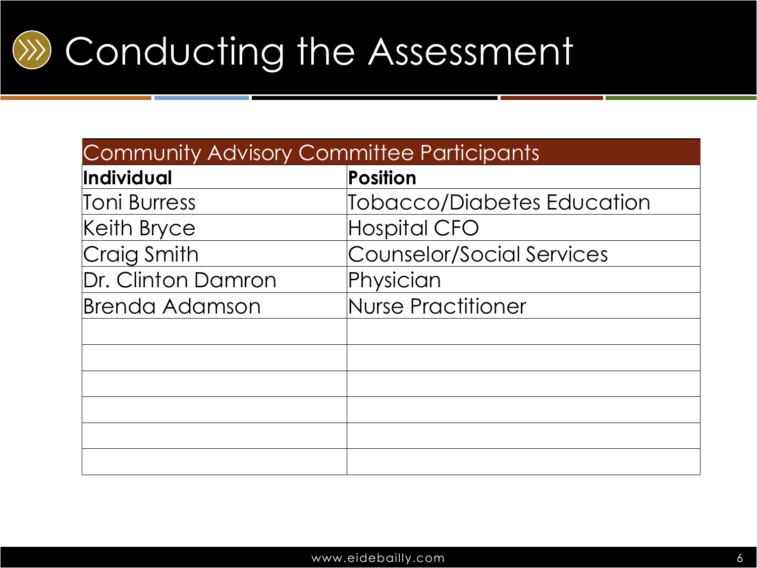# Conducting the Assessment

| Community Advisory Committee Participants | |
|---|---|
| **Individual** | **Position** |
| Toni Burress | Tobacco/Diabetes Education |
| Keith Bryce | Hospital CFO |
| Craig Smith | Counselor/Social Services |
| Dr. Clinton Damron | Physician |
| Brenda Adamson | Nurse Practitioner |
| | |
| | |
| | |
| | |
| | |
| | |

www.eidebailly.com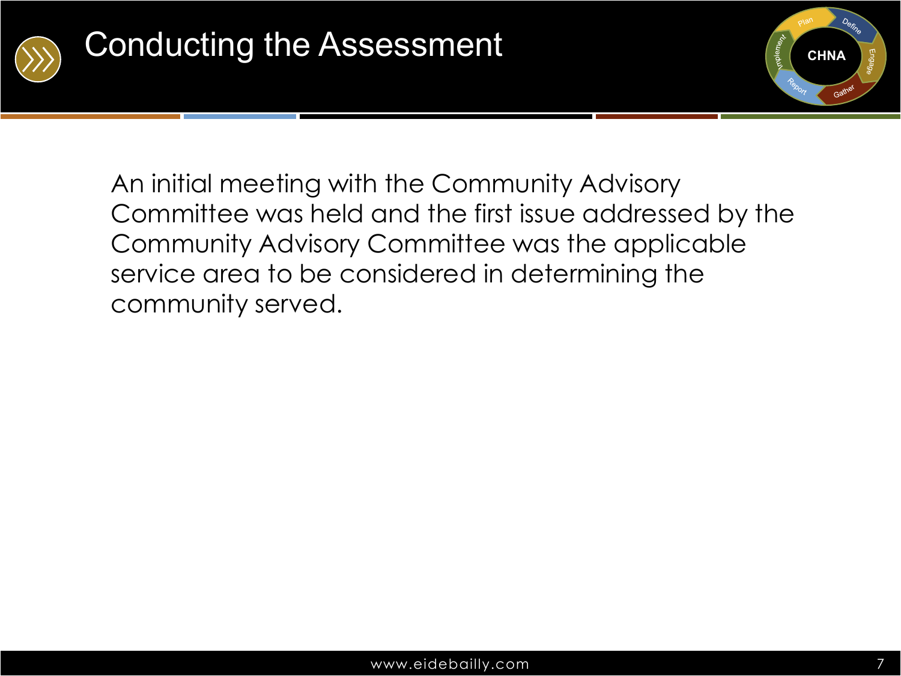# Conducting the Assessment

An initial meeting with the Community Advisory Committee was held and the first issue addressed by the Community Advisory Committee was the applicable service area to be considered in determining the community served.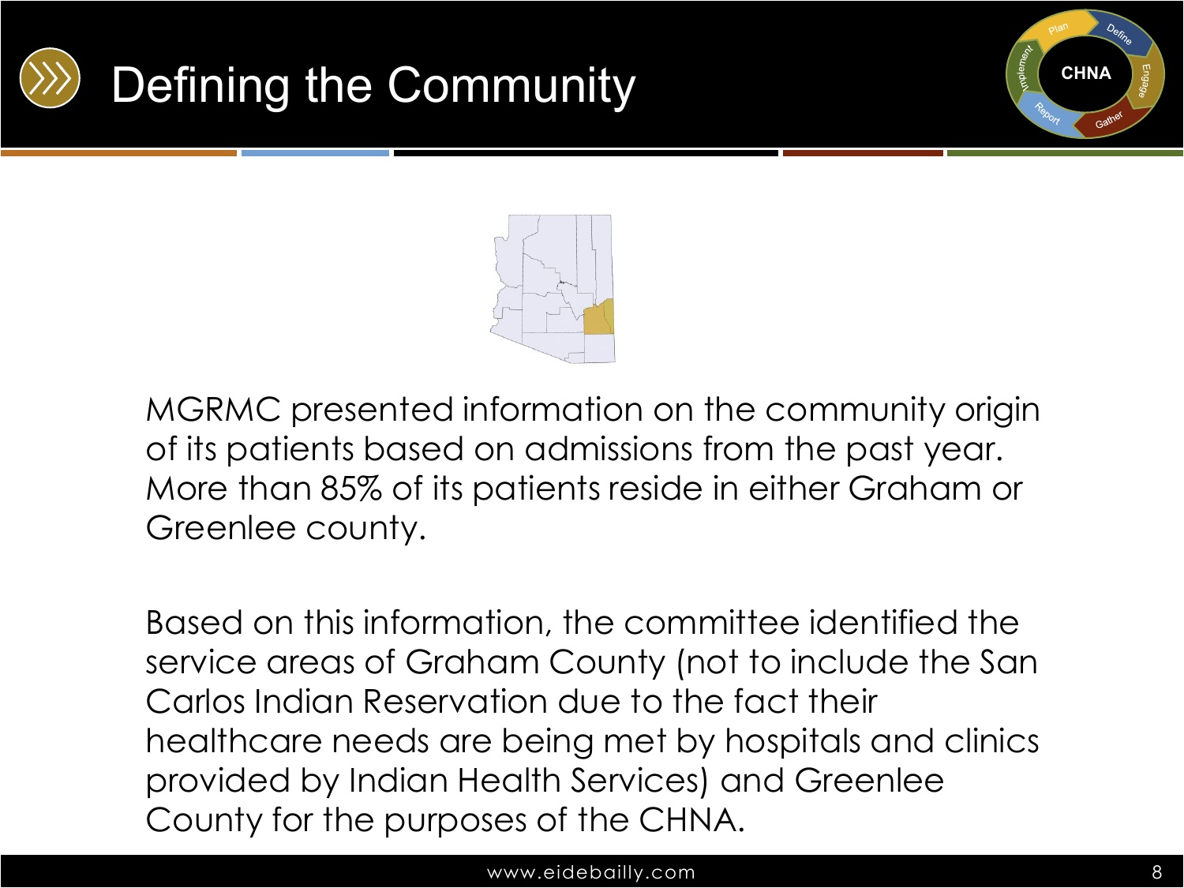# Defining the Community

MGRMC presented information on the community origin of its patients based on admissions from the past year. More than 85% of its patients reside in either Graham or Greenlee county.

Based on this information, the committee identified the service areas of Graham County (not to include the San Carlos Indian Reservation due to the fact their healthcare needs are being met by hospitals and clinics provided by Indian Health Services) and Greenlee County for the purposes of the CHNA.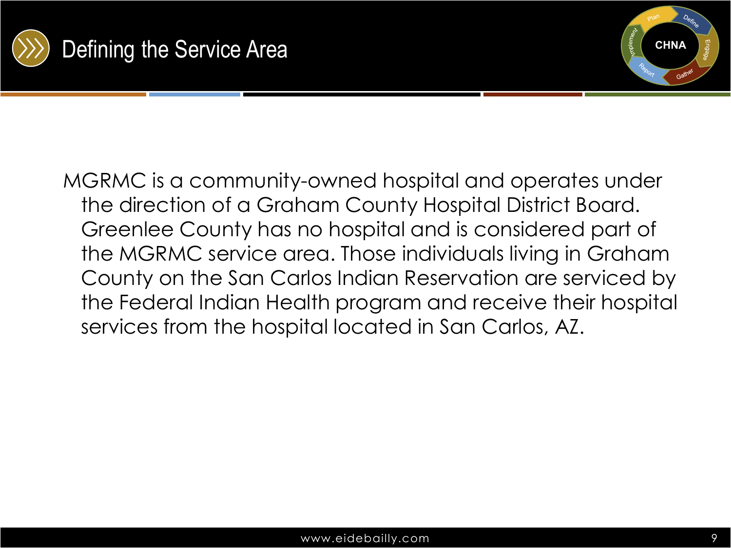# Defining the Service Area

MGRMC is a community-owned hospital and operates under the direction of a Graham County Hospital District Board. Greenlee County has no hospital and is considered part of the MGRMC service area. Those individuals living in Graham County on the San Carlos Indian Reservation are serviced by the Federal Indian Health program and receive their hospital services from the hospital located in San Carlos, AZ.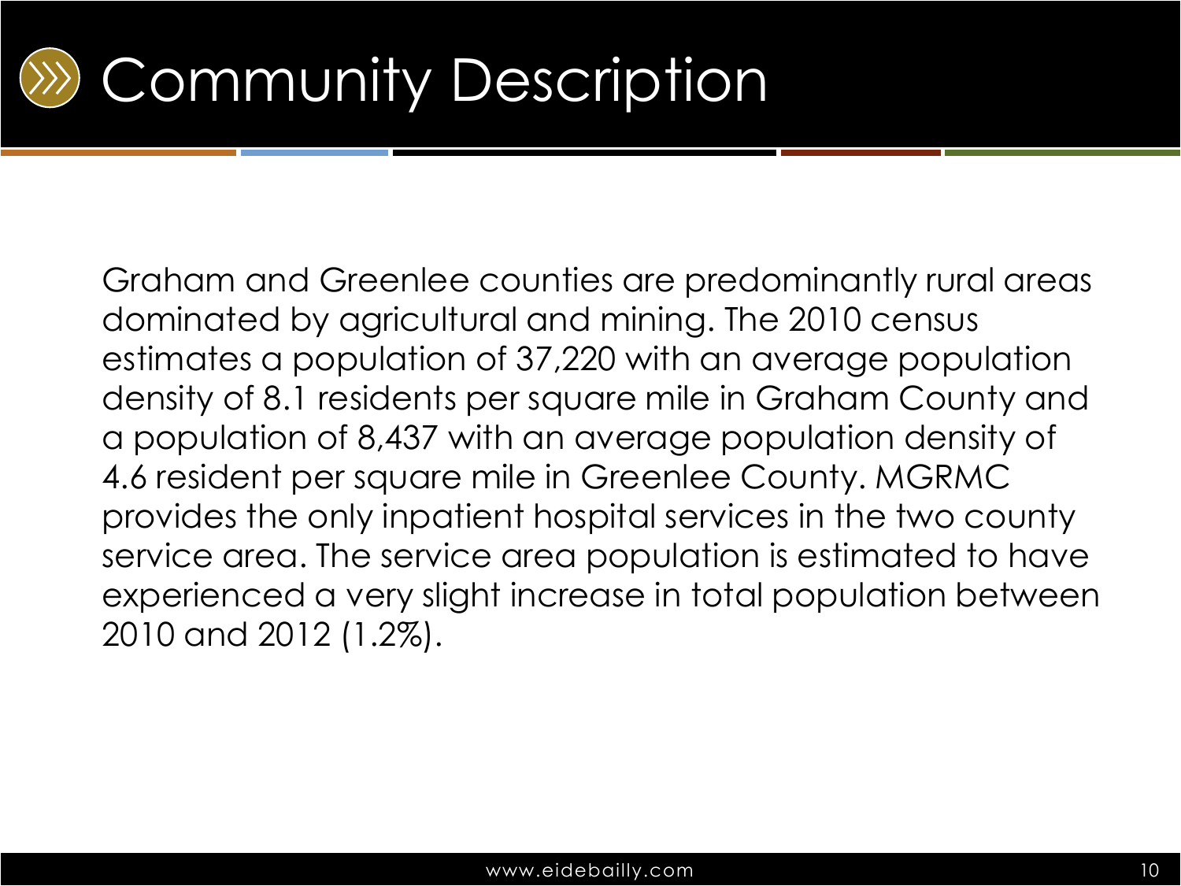# Community Description

Graham and Greenlee counties are predominantly rural areas dominated by agricultural and mining. The 2010 census estimates a population of 37,220 with an average population density of 8.1 residents per square mile in Graham County and a population of 8,437 with an average population density of 4.6 resident per square mile in Greenlee County. MGRMC provides the only inpatient hospital services in the two county service area. The service area population is estimated to have experienced a very slight increase in total population between 2010 and 2012 (1.2%).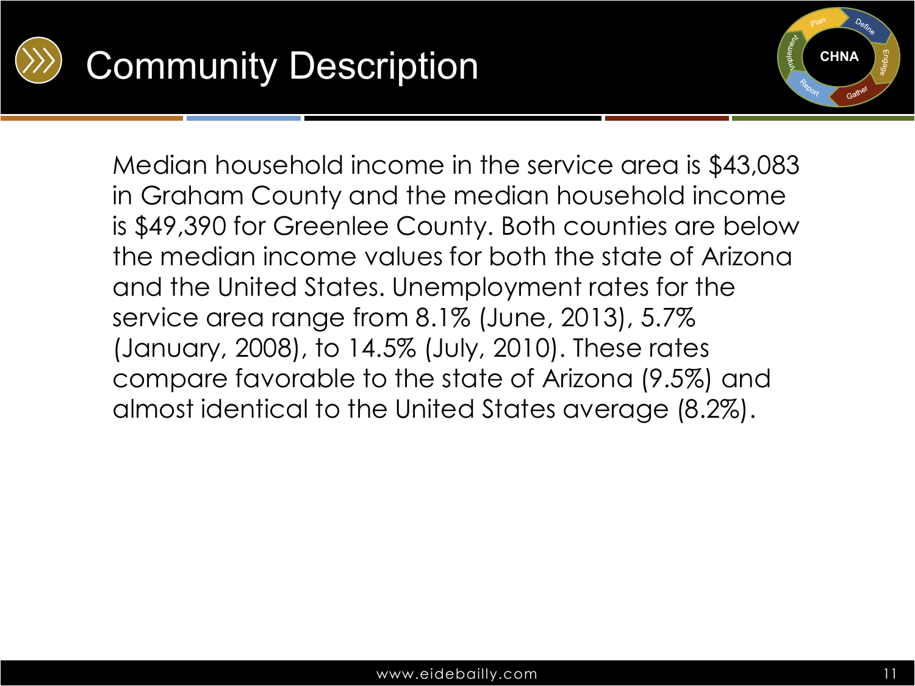# Community Description

Median household income in the service area is $43,083 in Graham County and the median household income is $49,390 for Greenlee County. Both counties are below the median income values for both the state of Arizona and the United States. Unemployment rates for the service area range from 8.1% (June, 2013), 5.7% (January, 2008), to 14.5% (July, 2010). These rates compare favorable to the state of Arizona (9.5%) and almost identical to the United States average (8.2%).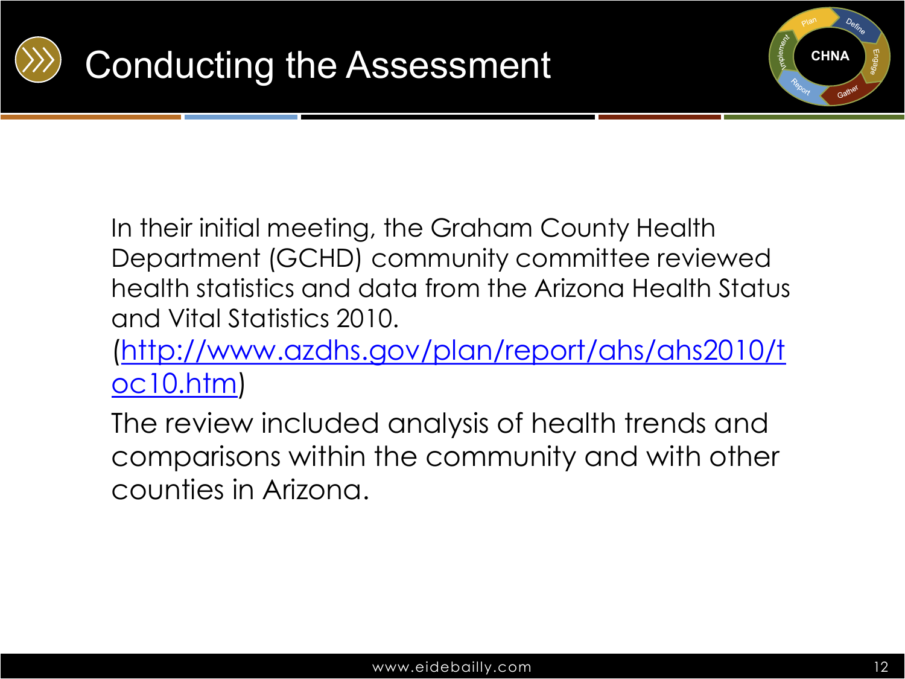# Conducting the Assessment

In their initial meeting, the Graham County Health Department (GCHD) community committee reviewed health statistics and data from the Arizona Health Status and Vital Statistics 2010. (http://www.azdhs.gov/plan/report/ahs/ahs2010/toc10.htm)

The review included analysis of health trends and comparisons within the community and with other counties in Arizona.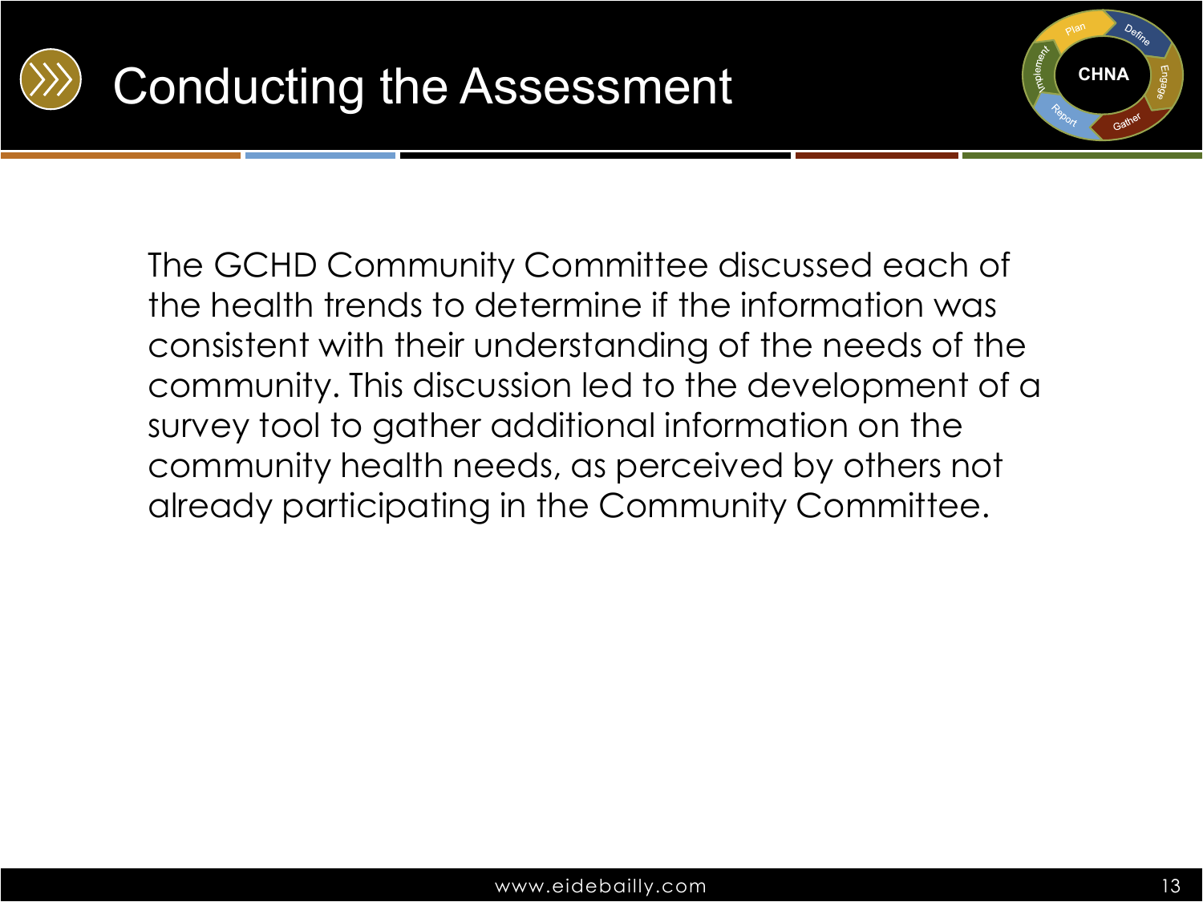# Conducting the Assessment

The GCHD Community Committee discussed each of the health trends to determine if the information was consistent with their understanding of the needs of the community. This discussion led to the development of a survey tool to gather additional information on the community health needs, as perceived by others not already participating in the Community Committee.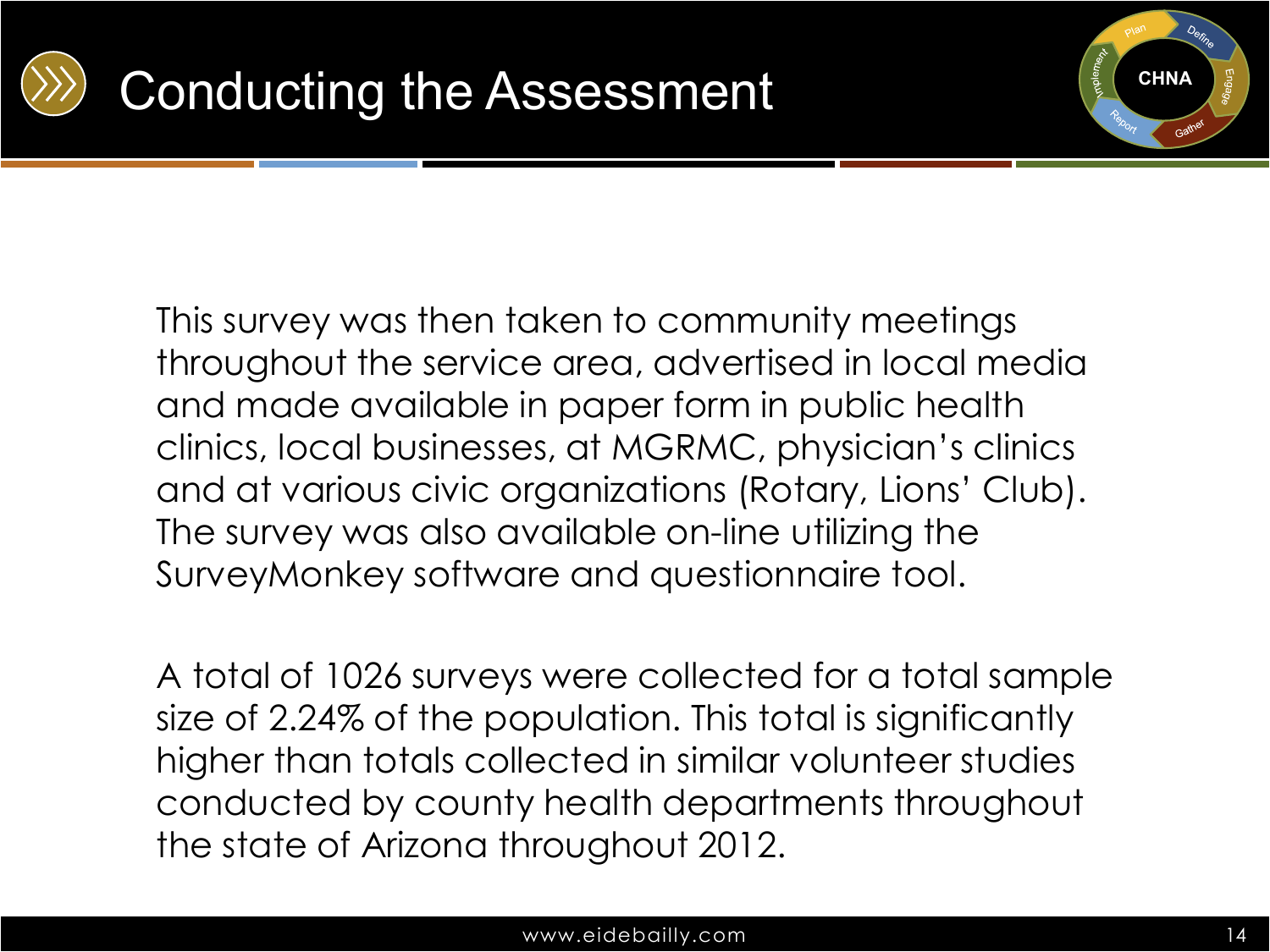# Conducting the Assessment

This survey was then taken to community meetings throughout the service area, advertised in local media and made available in paper form in public health clinics, local businesses, at MGRMC, physician's clinics and at various civic organizations (Rotary, Lions' Club). The survey was also available on-line utilizing the SurveyMonkey software and questionnaire tool.

A total of 1026 surveys were collected for a total sample size of 2.24% of the population. This total is significantly higher than totals collected in similar volunteer studies conducted by county health departments throughout the state of Arizona throughout 2012.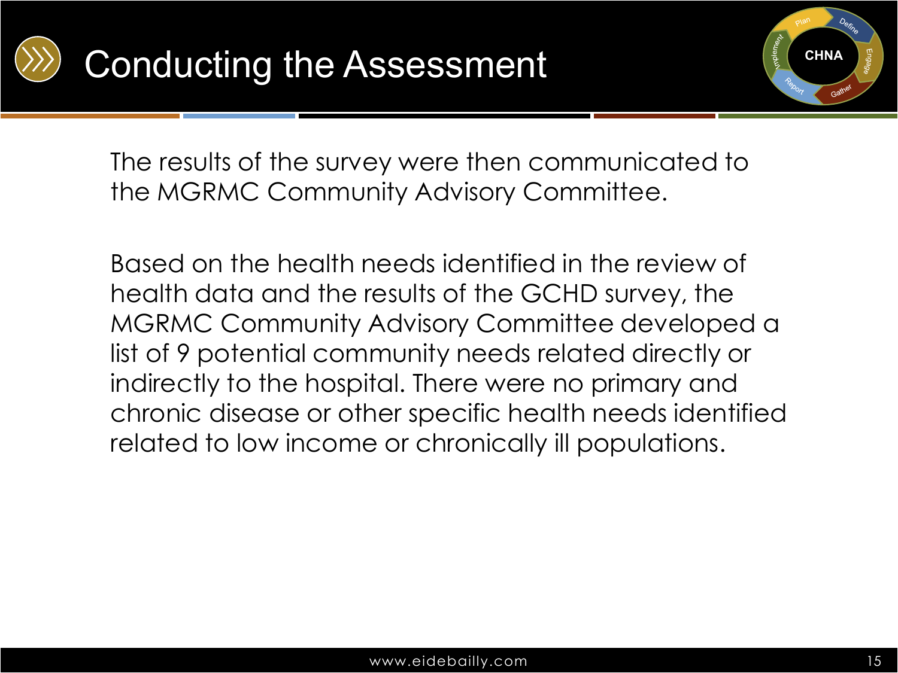# Conducting the Assessment

The results of the survey were then communicated to the MGRMC Community Advisory Committee.

Based on the health needs identified in the review of health data and the results of the GCHD survey, the MGRMC Community Advisory Committee developed a list of 9 potential community needs related directly or indirectly to the hospital. There were no primary and chronic disease or other specific health needs identified related to low income or chronically ill populations.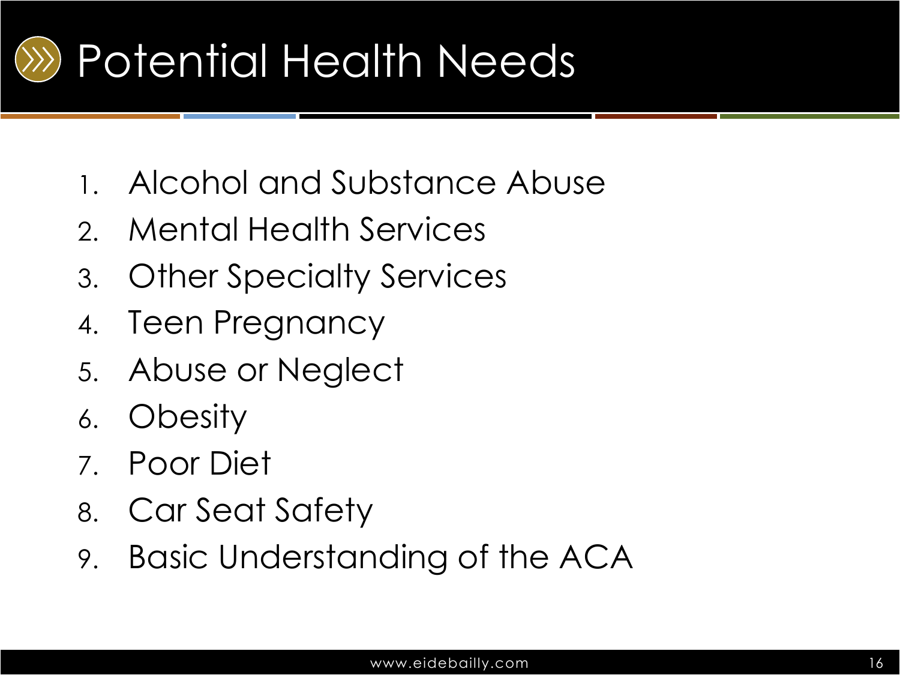# Potential Health Needs

1. Alcohol and Substance Abuse
2. Mental Health Services
3. Other Specialty Services
4. Teen Pregnancy
5. Abuse or Neglect
6. Obesity
7. Poor Diet
8. Car Seat Safety
9. Basic Understanding of the ACA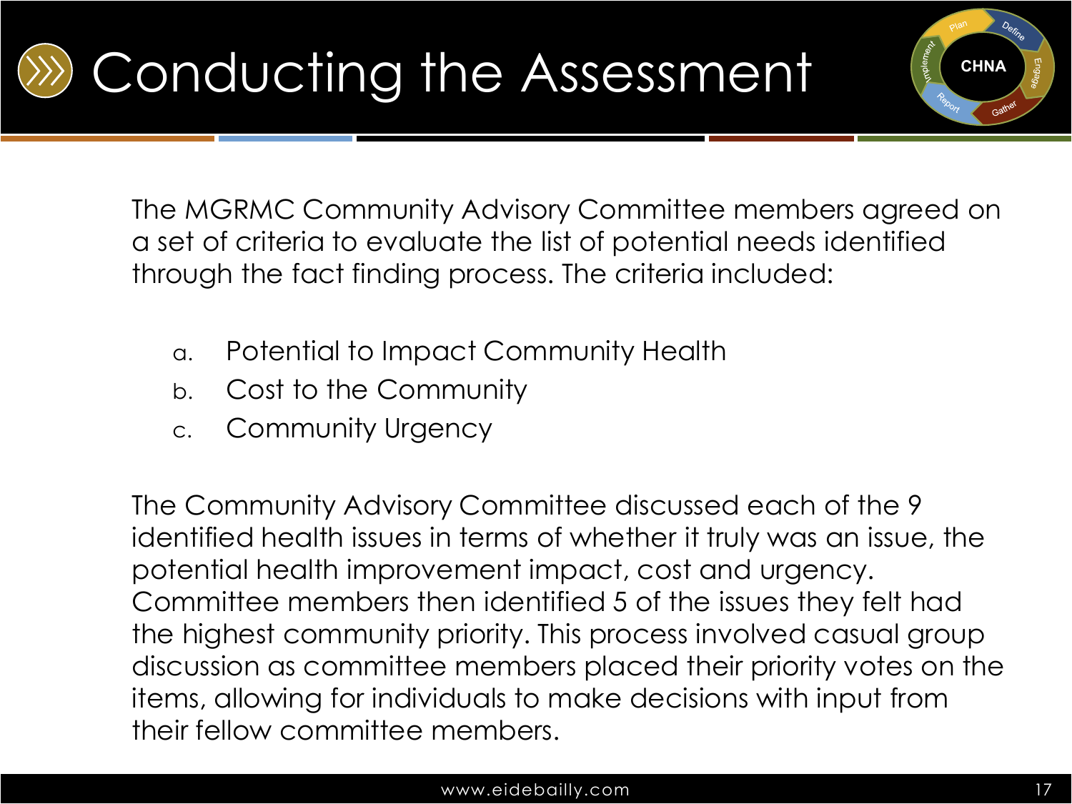# Conducting the Assessment

The MGRMC Community Advisory Committee members agreed on a set of criteria to evaluate the list of potential needs identified through the fact finding process. The criteria included:

a. Potential to Impact Community Health
b. Cost to the Community
c. Community Urgency

The Community Advisory Committee discussed each of the 9 identified health issues in terms of whether it truly was an issue, the potential health improvement impact, cost and urgency. Committee members then identified 5 of the issues they felt had the highest community priority. This process involved casual group discussion as committee members placed their priority votes on the items, allowing for individuals to make decisions with input from their fellow committee members.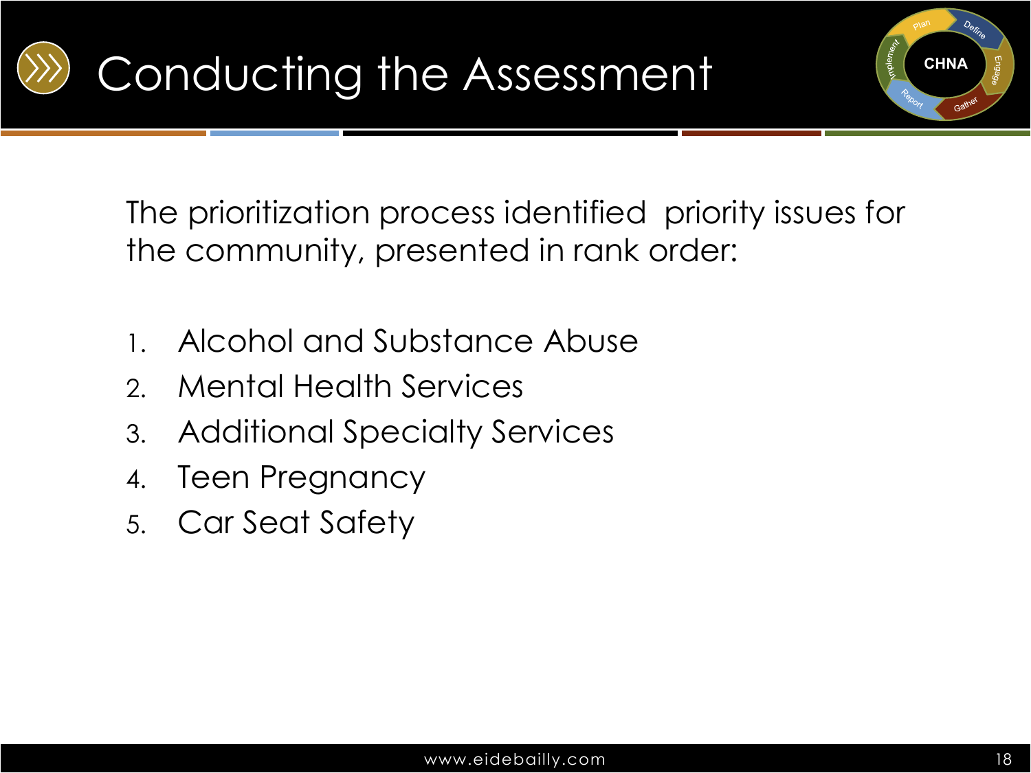# Conducting the Assessment

The prioritization process identified  priority issues for the community, presented in rank order:

1. Alcohol and Substance Abuse
2. Mental Health Services
3. Additional Specialty Services
4. Teen Pregnancy
5. Car Seat Safety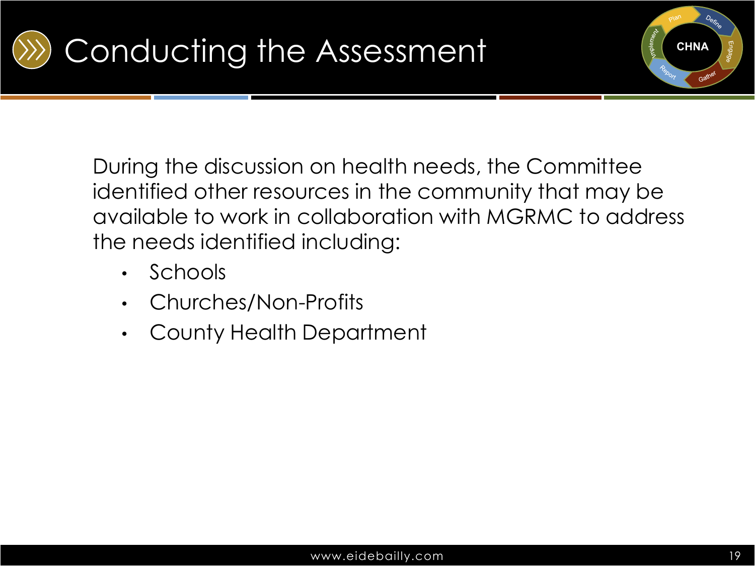# Conducting the Assessment

During the discussion on health needs, the Committee identified other resources in the community that may be available to work in collaboration with MGRMC to address the needs identified including:

- Schools
- Churches/Non-Profits
- County Health Department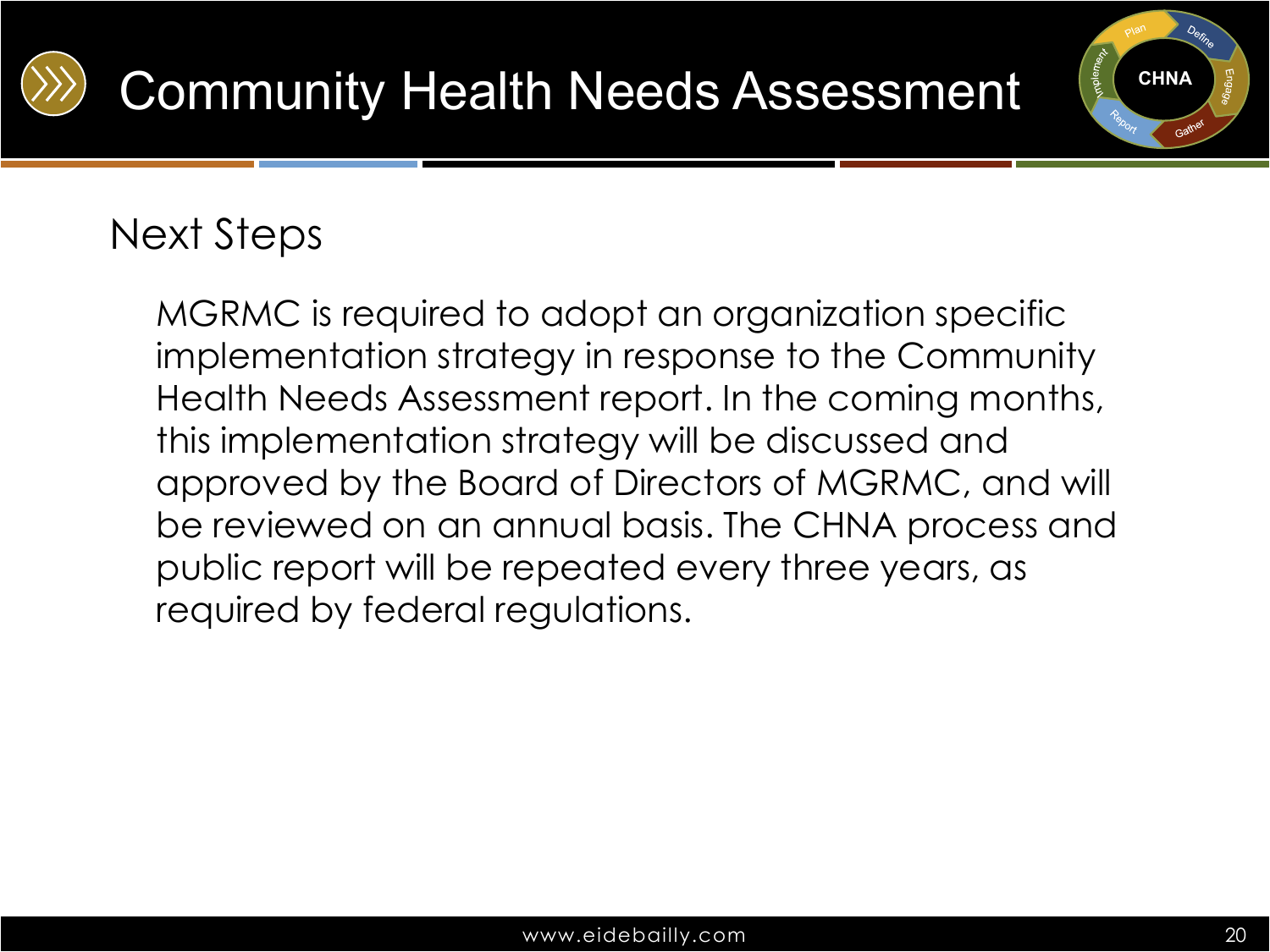# Community Health Needs Assessment

## Next Steps

MGRMC is required to adopt an organization specific implementation strategy in response to the Community Health Needs Assessment report. In the coming months, this implementation strategy will be discussed and approved by the Board of Directors of MGRMC, and will be reviewed on an annual basis. The CHNA process and public report will be repeated every three years, as required by federal regulations.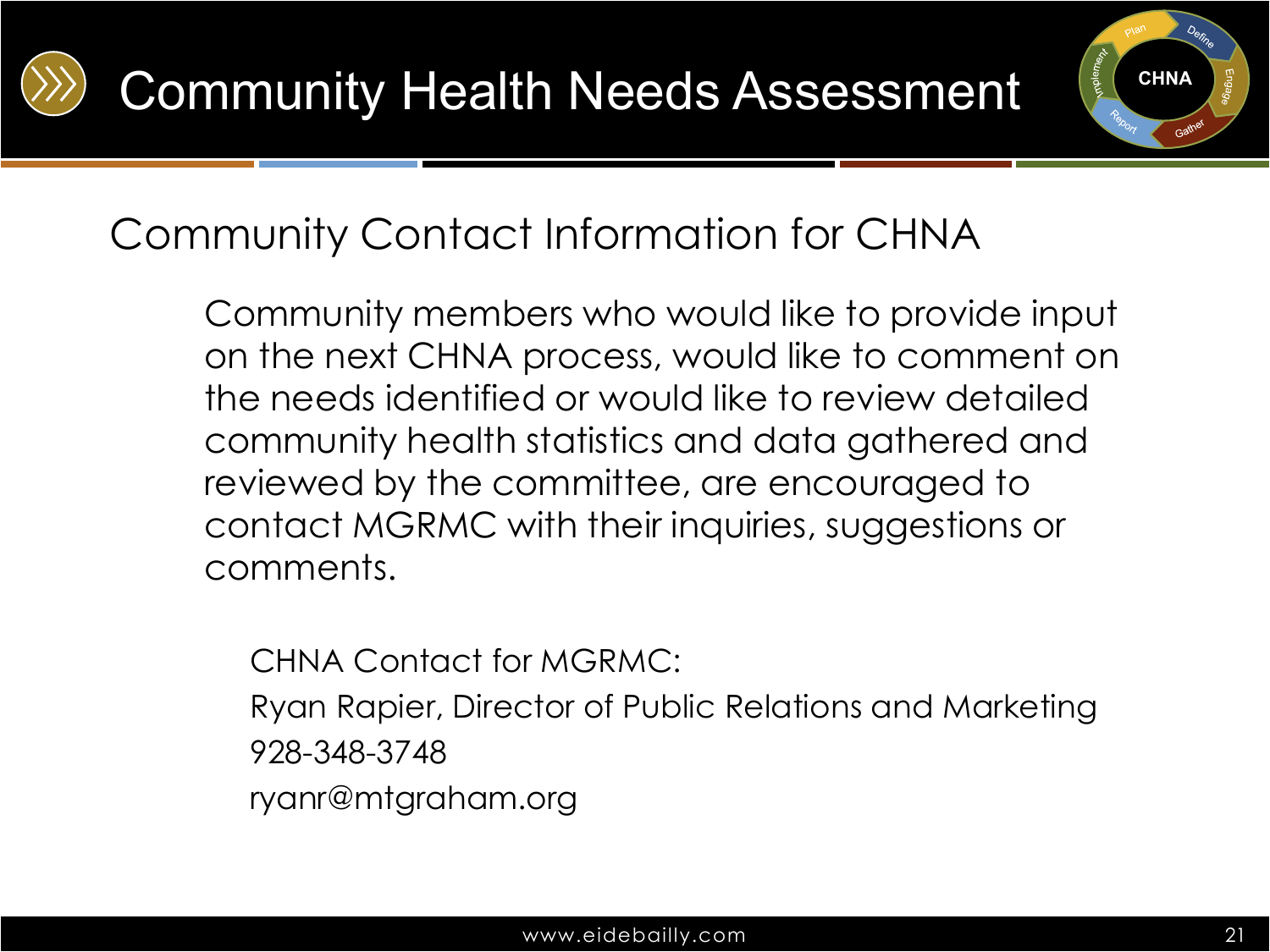# Community Health Needs Assessment

## Community Contact Information for CHNA

Community members who would like to provide input on the next CHNA process, would like to comment on the needs identified or would like to review detailed community health statistics and data gathered and reviewed by the committee, are encouraged to contact MGRMC with their inquiries, suggestions or comments.

CHNA Contact for MGRMC:
Ryan Rapier, Director of Public Relations and Marketing
928-348-3748
ryanr@mtgraham.org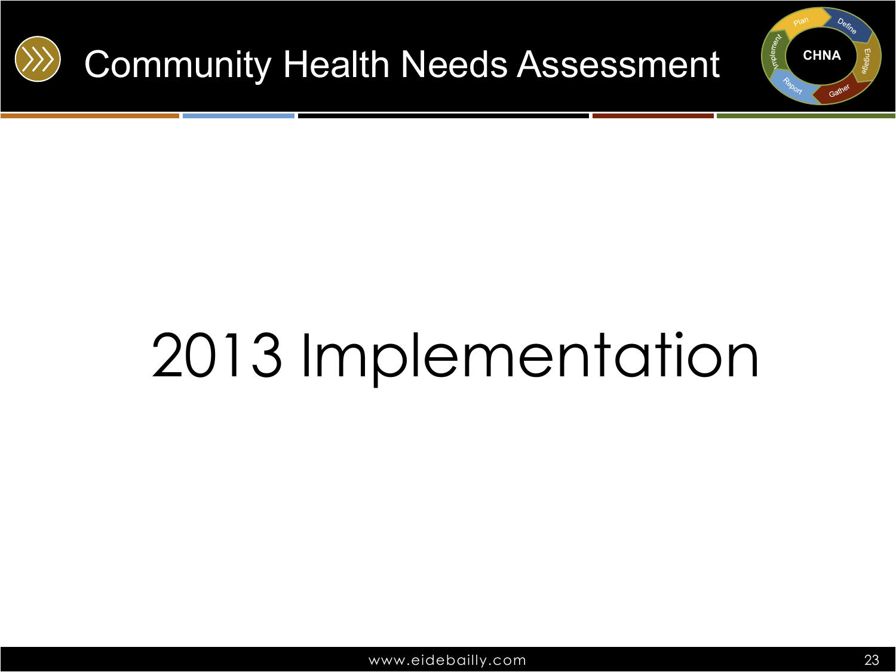# 2013 Implementation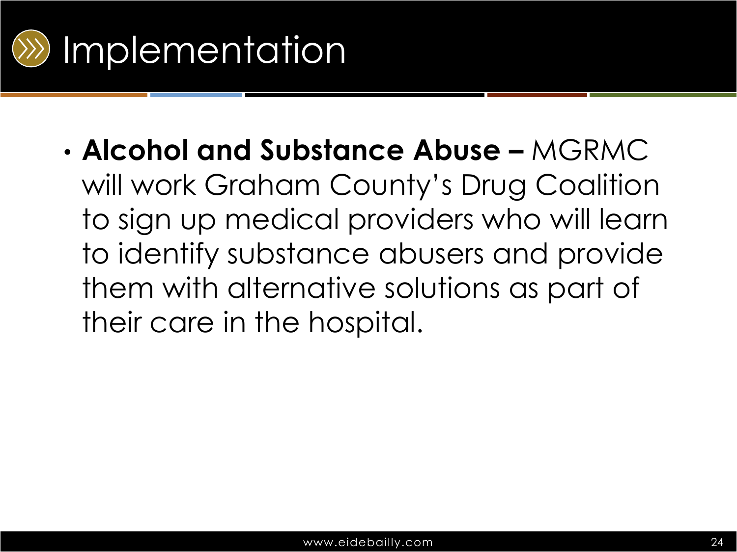# Implementation

- **Alcohol and Substance Abuse –** MGRMC will work Graham County's Drug Coalition to sign up medical providers who will learn to identify substance abusers and provide them with alternative solutions as part of their care in the hospital.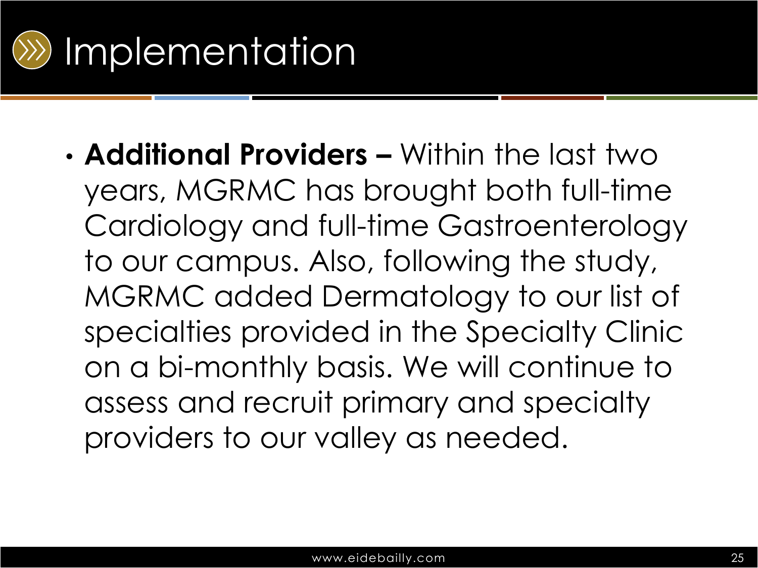# Implementation

- **Additional Providers –** Within the last two years, MGRMC has brought both full-time Cardiology and full-time Gastroenterology to our campus. Also, following the study, MGRMC added Dermatology to our list of specialties provided in the Specialty Clinic on a bi-monthly basis. We will continue to assess and recruit primary and specialty providers to our valley as needed.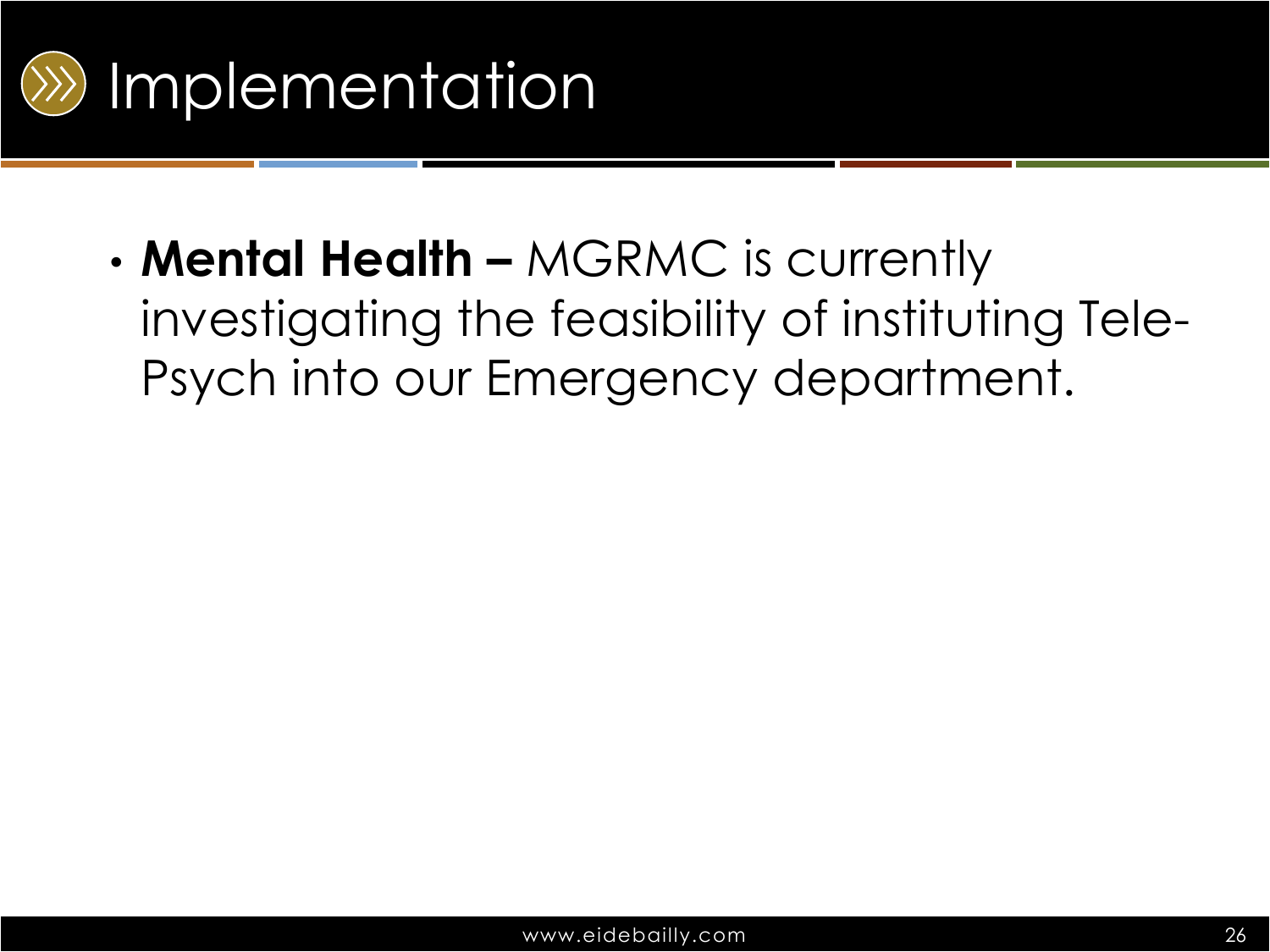# Implementation

- **Mental Health –** MGRMC is currently investigating the feasibility of instituting Tele-Psych into our Emergency department.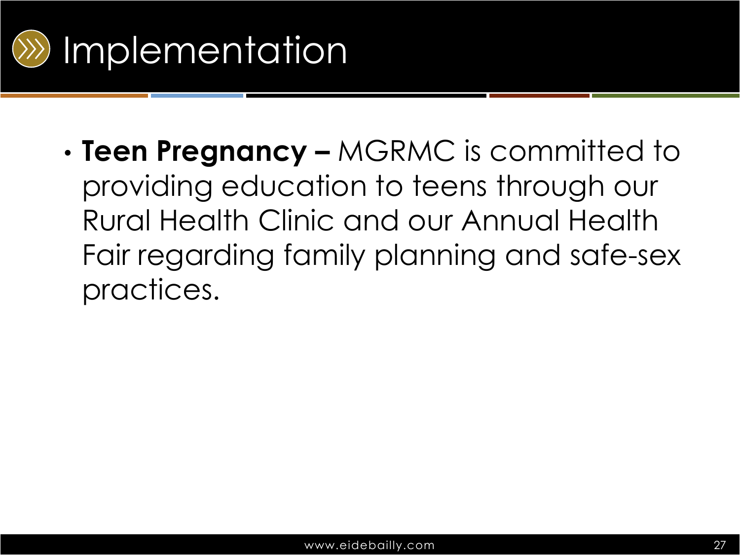# Implementation

- **Teen Pregnancy –** MGRMC is committed to providing education to teens through our Rural Health Clinic and our Annual Health Fair regarding family planning and safe-sex practices.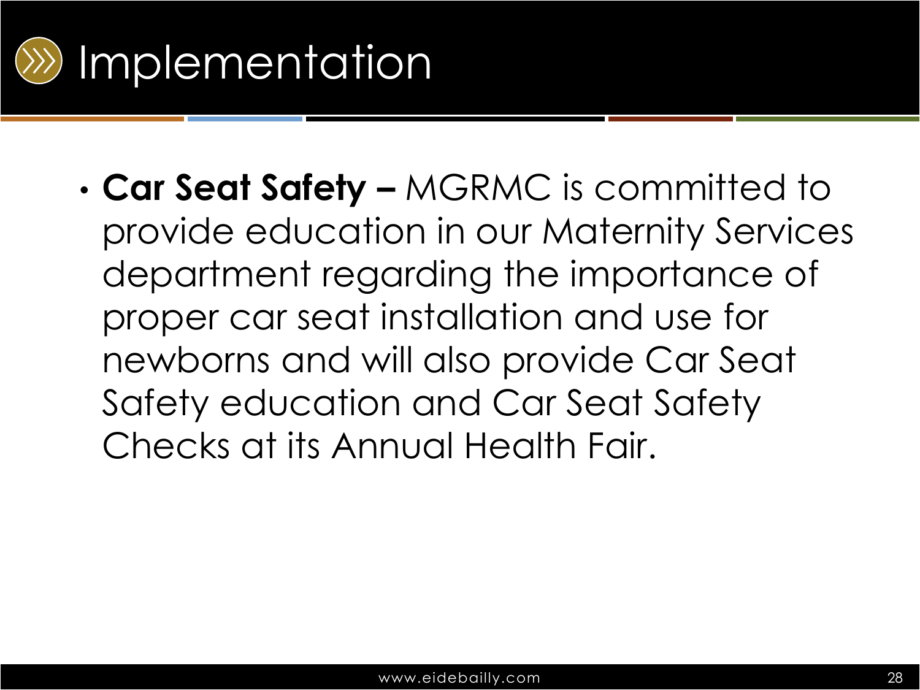# Implementation

- **Car Seat Safety –** MGRMC is committed to provide education in our Maternity Services department regarding the importance of proper car seat installation and use for newborns and will also provide Car Seat Safety education and Car Seat Safety Checks at its Annual Health Fair.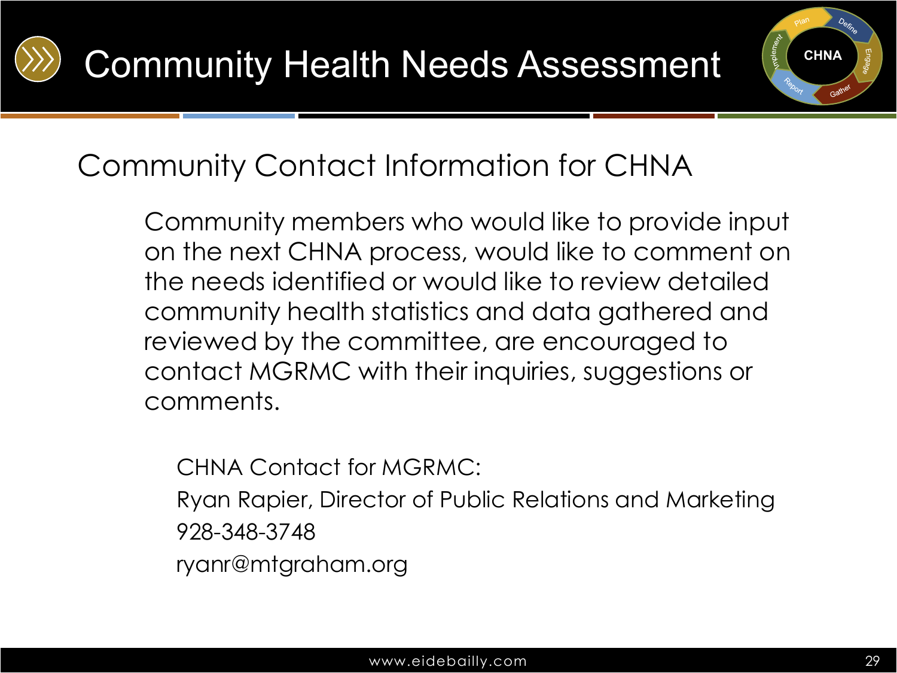# Community Health Needs Assessment

## Community Contact Information for CHNA

Community members who would like to provide input on the next CHNA process, would like to comment on the needs identified or would like to review detailed community health statistics and data gathered and reviewed by the committee, are encouraged to contact MGRMC with their inquiries, suggestions or comments.

CHNA Contact for MGRMC:
Ryan Rapier, Director of Public Relations and Marketing
928-348-3748
ryanr@mtgraham.org